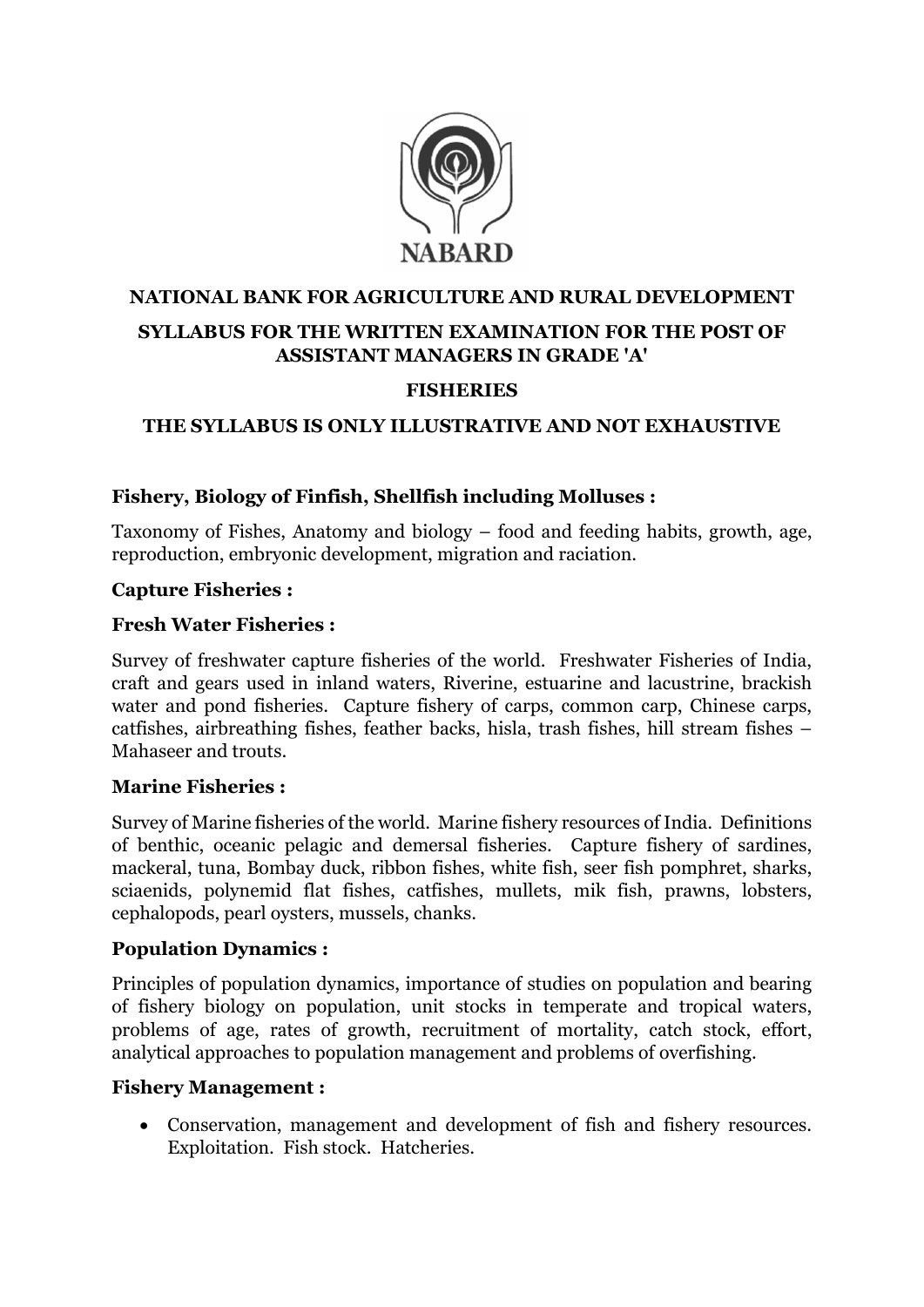NABARD

**NATIONAL BANK FOR AGRICULTURE AND RURAL DEVELOPMENT**

**SYLLABUS FOR THE WRITTEN EXAMINATION FOR THE POST OF ASSISTANT MANAGERS IN GRADE 'A'**

**FISHERIES**

**THE SYLLABUS IS ONLY ILLUSTRATIVE AND NOT EXHAUSTIVE**

### Fishery, Biology of Finfish, Shellfish including Molluses :

Taxonomy of Fishes, Anatomy and biology – food and feeding habits, growth, age, reproduction, embryonic development, migration and raciation.

### Capture Fisheries :

### Fresh Water Fisheries :

Survey of freshwater capture fisheries of the world. Freshwater Fisheries of India, craft and gears used in inland waters, Riverine, estuarine and lacustrine, brackish water and pond fisheries. Capture fishery of carps, common carp, Chinese carps, catfishes, airbreathing fishes, feather backs, hisla, trash fishes, hill stream fishes – Mahaseer and trouts.

### Marine Fisheries :

Survey of Marine fisheries of the world. Marine fishery resources of India. Definitions of benthic, oceanic pelagic and demersal fisheries. Capture fishery of sardines, mackeral, tuna, Bombay duck, ribbon fishes, white fish, seer fish pomphret, sharks, sciaenids, polynemid flat fishes, catfishes, mullets, mik fish, prawns, lobsters, cephalopods, pearl oysters, mussels, chanks.

### Population Dynamics :

Principles of population dynamics, importance of studies on population and bearing of fishery biology on population, unit stocks in temperate and tropical waters, problems of age, rates of growth, recruitment of mortality, catch stock, effort, analytical approaches to population management and problems of overfishing.

### Fishery Management :

- Conservation, management and development of fish and fishery resources. Exploitation. Fish stock. Hatcheries.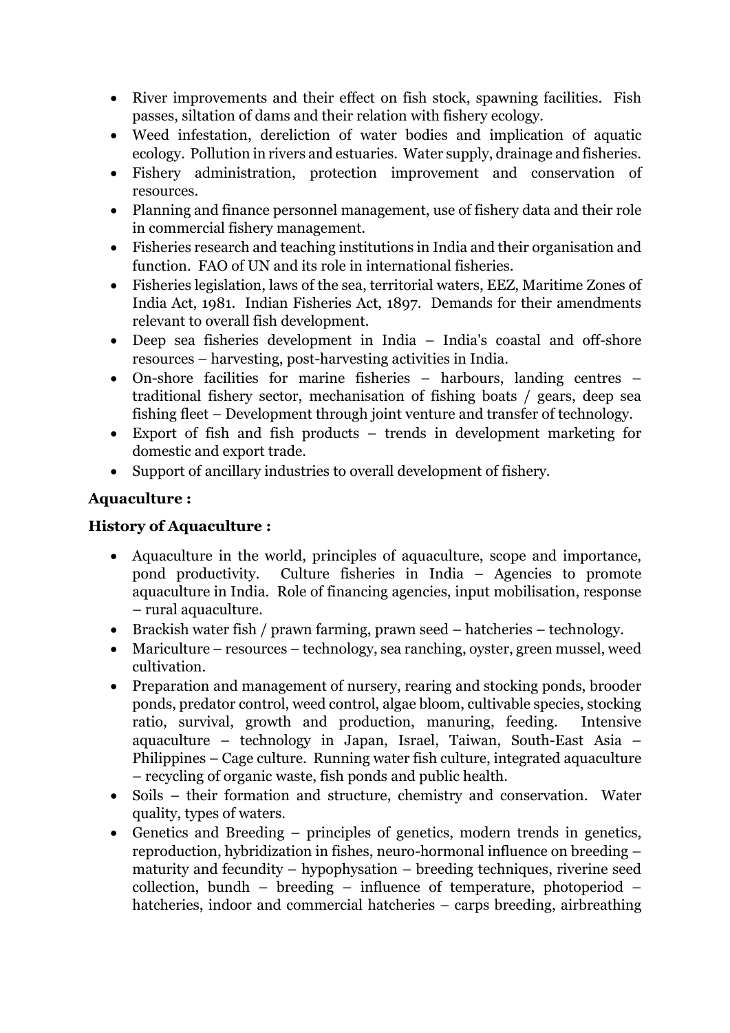- River improvements and their effect on fish stock, spawning facilities. Fish passes, siltation of dams and their relation with fishery ecology.
- Weed infestation, dereliction of water bodies and implication of aquatic ecology. Pollution in rivers and estuaries. Water supply, drainage and fisheries.
- Fishery administration, protection improvement and conservation of resources.
- Planning and finance personnel management, use of fishery data and their role in commercial fishery management.
- Fisheries research and teaching institutions in India and their organisation and function. FAO of UN and its role in international fisheries.
- Fisheries legislation, laws of the sea, territorial waters, EEZ, Maritime Zones of India Act, 1981. Indian Fisheries Act, 1897. Demands for their amendments relevant to overall fish development.
- Deep sea fisheries development in India – India's coastal and off-shore resources – harvesting, post-harvesting activities in India.
- On-shore facilities for marine fisheries – harbours, landing centres – traditional fishery sector, mechanisation of fishing boats / gears, deep sea fishing fleet – Development through joint venture and transfer of technology.
- Export of fish and fish products – trends in development marketing for domestic and export trade.
- Support of ancillary industries to overall development of fishery.

**Aquaculture :**

**History of Aquaculture :**

- Aquaculture in the world, principles of aquaculture, scope and importance, pond productivity. Culture fisheries in India – Agencies to promote aquaculture in India. Role of financing agencies, input mobilisation, response – rural aquaculture.
- Brackish water fish / prawn farming, prawn seed – hatcheries – technology.
- Mariculture – resources – technology, sea ranching, oyster, green mussel, weed cultivation.
- Preparation and management of nursery, rearing and stocking ponds, brooder ponds, predator control, weed control, algae bloom, cultivable species, stocking ratio, survival, growth and production, manuring, feeding. Intensive aquaculture – technology in Japan, Israel, Taiwan, South-East Asia – Philippines – Cage culture. Running water fish culture, integrated aquaculture – recycling of organic waste, fish ponds and public health.
- Soils – their formation and structure, chemistry and conservation. Water quality, types of waters.
- Genetics and Breeding – principles of genetics, modern trends in genetics, reproduction, hybridization in fishes, neuro-hormonal influence on breeding – maturity and fecundity – hypophysation – breeding techniques, riverine seed collection, bundh – breeding – influence of temperature, photoperiod – hatcheries, indoor and commercial hatcheries – carps breeding, airbreathing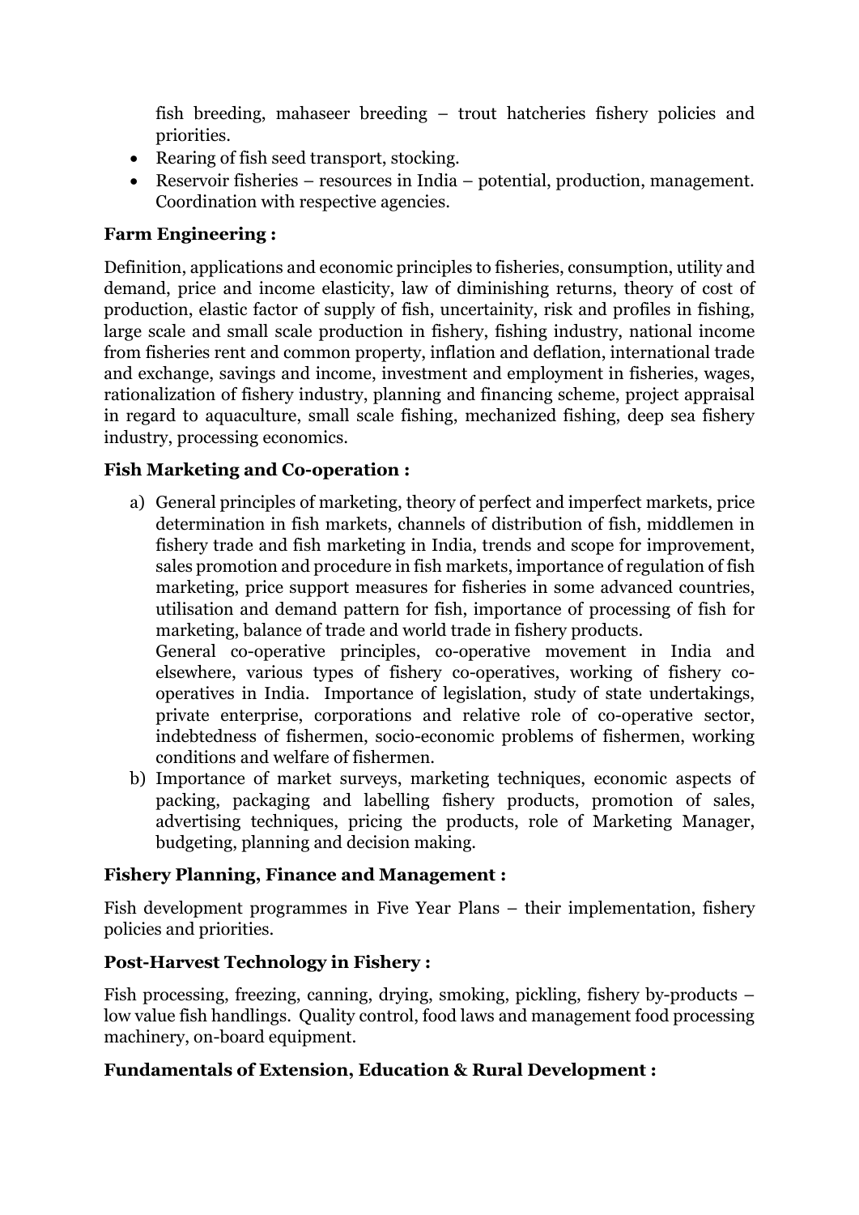fish breeding, mahaseer breeding – trout hatcheries fishery policies and priorities.

- Rearing of fish seed transport, stocking.
- Reservoir fisheries – resources in India – potential, production, management. Coordination with respective agencies.

**Farm Engineering :**

Definition, applications and economic principles to fisheries, consumption, utility and demand, price and income elasticity, law of diminishing returns, theory of cost of production, elastic factor of supply of fish, uncertainity, risk and profiles in fishing, large scale and small scale production in fishery, fishing industry, national income from fisheries rent and common property, inflation and deflation, international trade and exchange, savings and income, investment and employment in fisheries, wages, rationalization of fishery industry, planning and financing scheme, project appraisal in regard to aquaculture, small scale fishing, mechanized fishing, deep sea fishery industry, processing economics.

**Fish Marketing and Co-operation :**

a) General principles of marketing, theory of perfect and imperfect markets, price determination in fish markets, channels of distribution of fish, middlemen in fishery trade and fish marketing in India, trends and scope for improvement, sales promotion and procedure in fish markets, importance of regulation of fish marketing, price support measures for fisheries in some advanced countries, utilisation and demand pattern for fish, importance of processing of fish for marketing, balance of trade and world trade in fishery products.
   General co-operative principles, co-operative movement in India and elsewhere, various types of fishery co-operatives, working of fishery co-operatives in India. Importance of legislation, study of state undertakings, private enterprise, corporations and relative role of co-operative sector, indebtedness of fishermen, socio-economic problems of fishermen, working conditions and welfare of fishermen.
b) Importance of market surveys, marketing techniques, economic aspects of packing, packaging and labelling fishery products, promotion of sales, advertising techniques, pricing the products, role of Marketing Manager, budgeting, planning and decision making.

**Fishery Planning, Finance and Management :**

Fish development programmes in Five Year Plans – their implementation, fishery policies and priorities.

**Post-Harvest Technology in Fishery :**

Fish processing, freezing, canning, drying, smoking, pickling, fishery by-products – low value fish handlings. Quality control, food laws and management food processing machinery, on-board equipment.

**Fundamentals of Extension, Education & Rural Development :**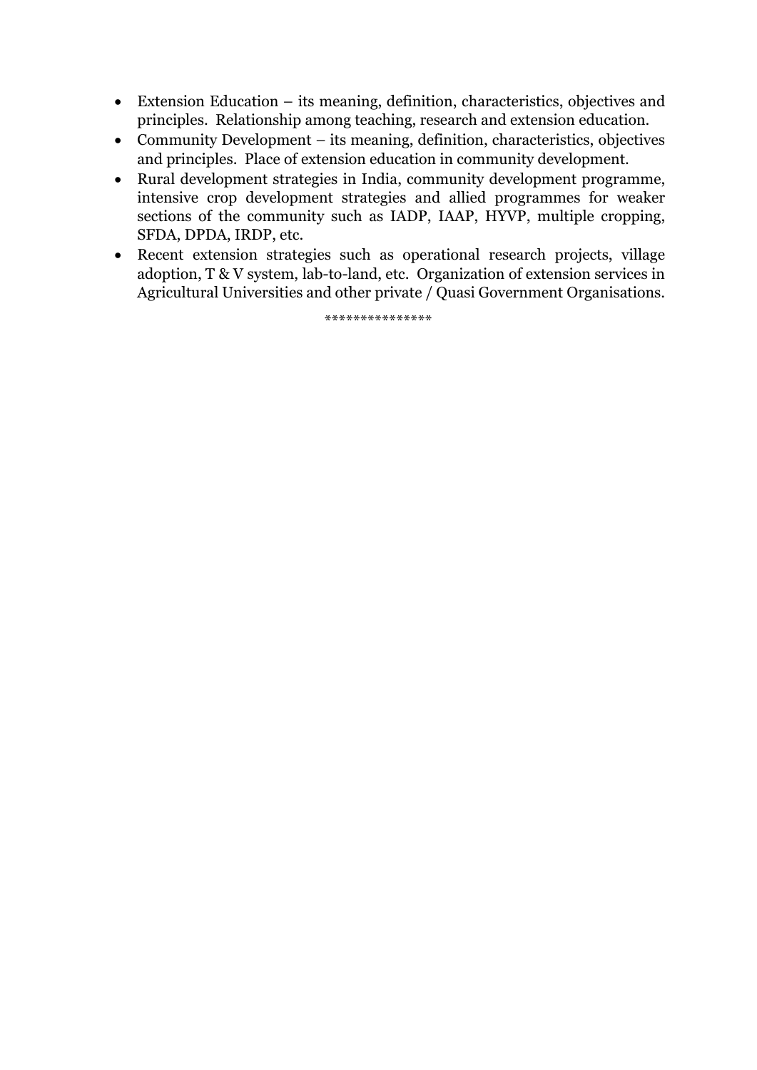- Extension Education – its meaning, definition, characteristics, objectives and principles. Relationship among teaching, research and extension education.
- Community Development – its meaning, definition, characteristics, objectives and principles. Place of extension education in community development.
- Rural development strategies in India, community development programme, intensive crop development strategies and allied programmes for weaker sections of the community such as IADP, IAAP, HYVP, multiple cropping, SFDA, DPDA, IRDP, etc.
- Recent extension strategies such as operational research projects, village adoption, T & V system, lab-to-land, etc. Organization of extension services in Agricultural Universities and other private / Quasi Government Organisations.

***************